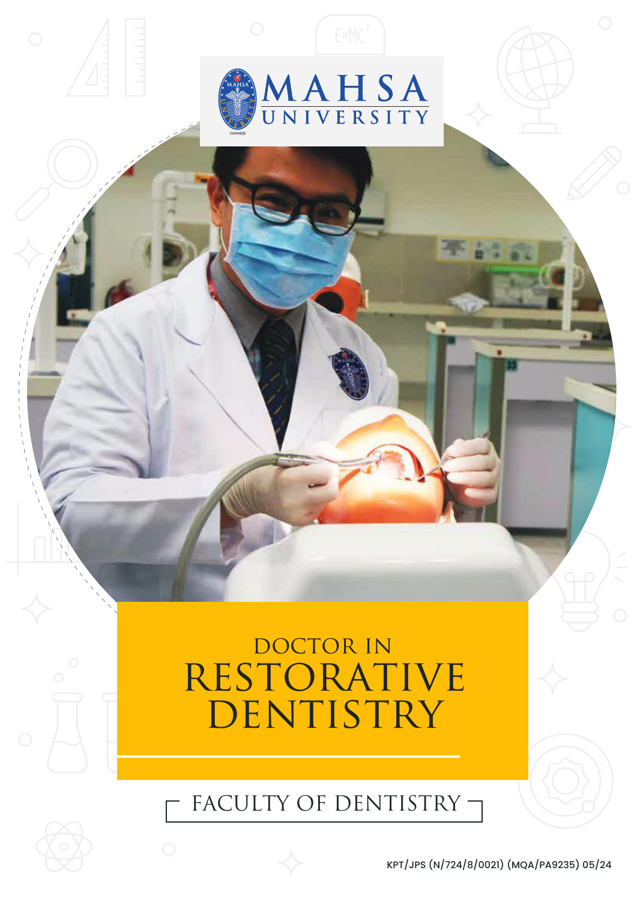MAHSA UNIVERSITY

# DOCTOR IN RESTORATIVE DENTISTRY

## FACULTY OF DENTISTRY

KPT/JPS (N/724/8/0021) (MQA/PA9235) 05/24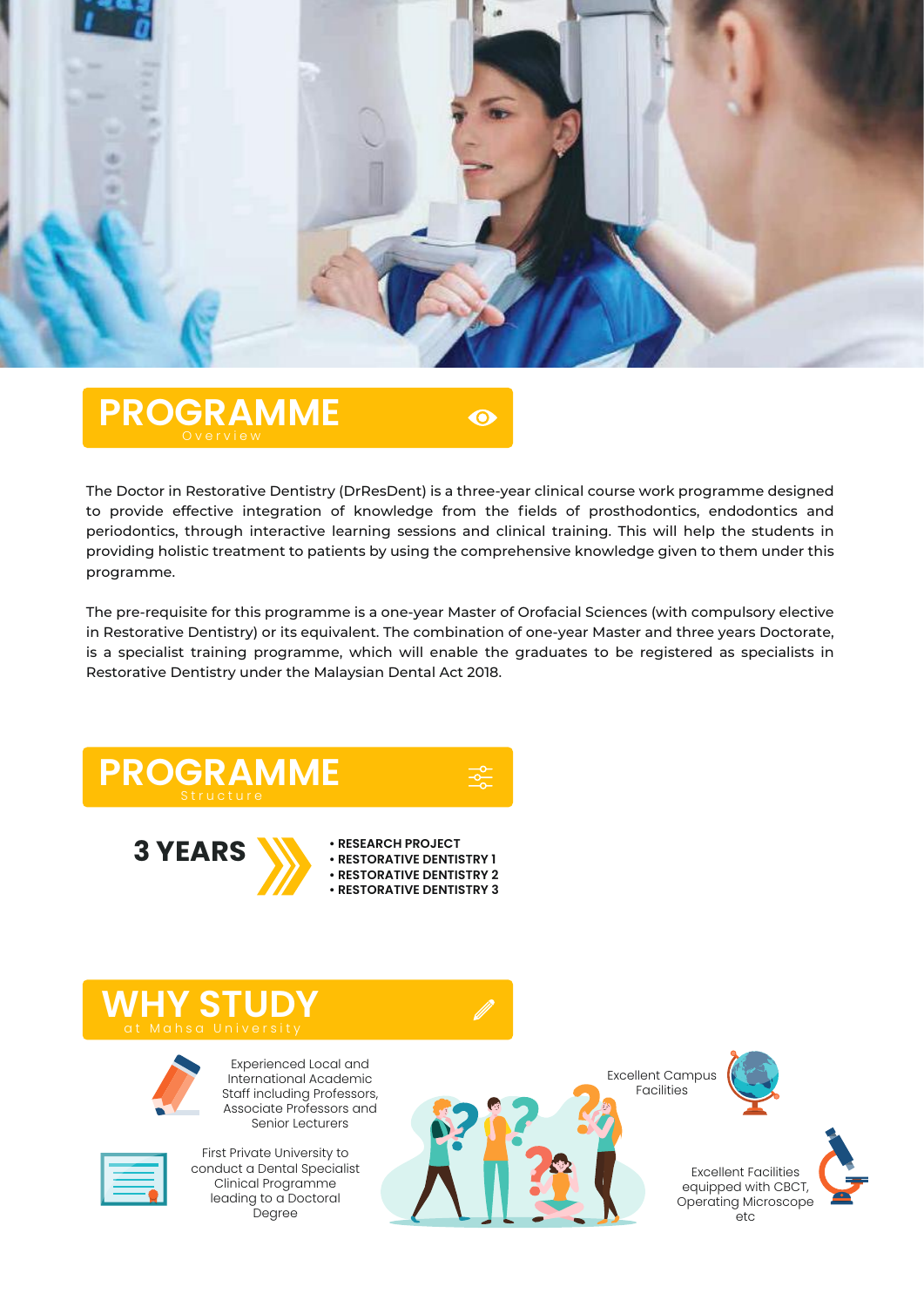## PROGRAMME
Overview

The Doctor in Restorative Dentistry (DrResDent) is a three-year clinical course work programme designed to provide effective integration of knowledge from the fields of prosthodontics, endodontics and periodontics, through interactive learning sessions and clinical training. This will help the students in providing holistic treatment to patients by using the comprehensive knowledge given to them under this programme.

The pre-requisite for this programme is a one-year Master of Orofacial Sciences (with compulsory elective in Restorative Dentistry) or its equivalent. The combination of one-year Master and three years Doctorate, is a specialist training programme, which will enable the graduates to be registered as specialists in Restorative Dentistry under the Malaysian Dental Act 2018.

## PROGRAMME
Structure

**3 YEARS**

- **RESEARCH PROJECT**
- **RESTORATIVE DENTISTRY 1**
- **RESTORATIVE DENTISTRY 2**
- **RESTORATIVE DENTISTRY 3**

## WHY STUDY
at Mahsa University

- Experienced Local and International Academic Staff including Professors, Associate Professors and Senior Lecturers
- First Private University to conduct a Dental Specialist Clinical Programme leading to a Doctoral Degree
- Excellent Campus Facilities
- Excellent Facilities equipped with CBCT, Operating Microscope etc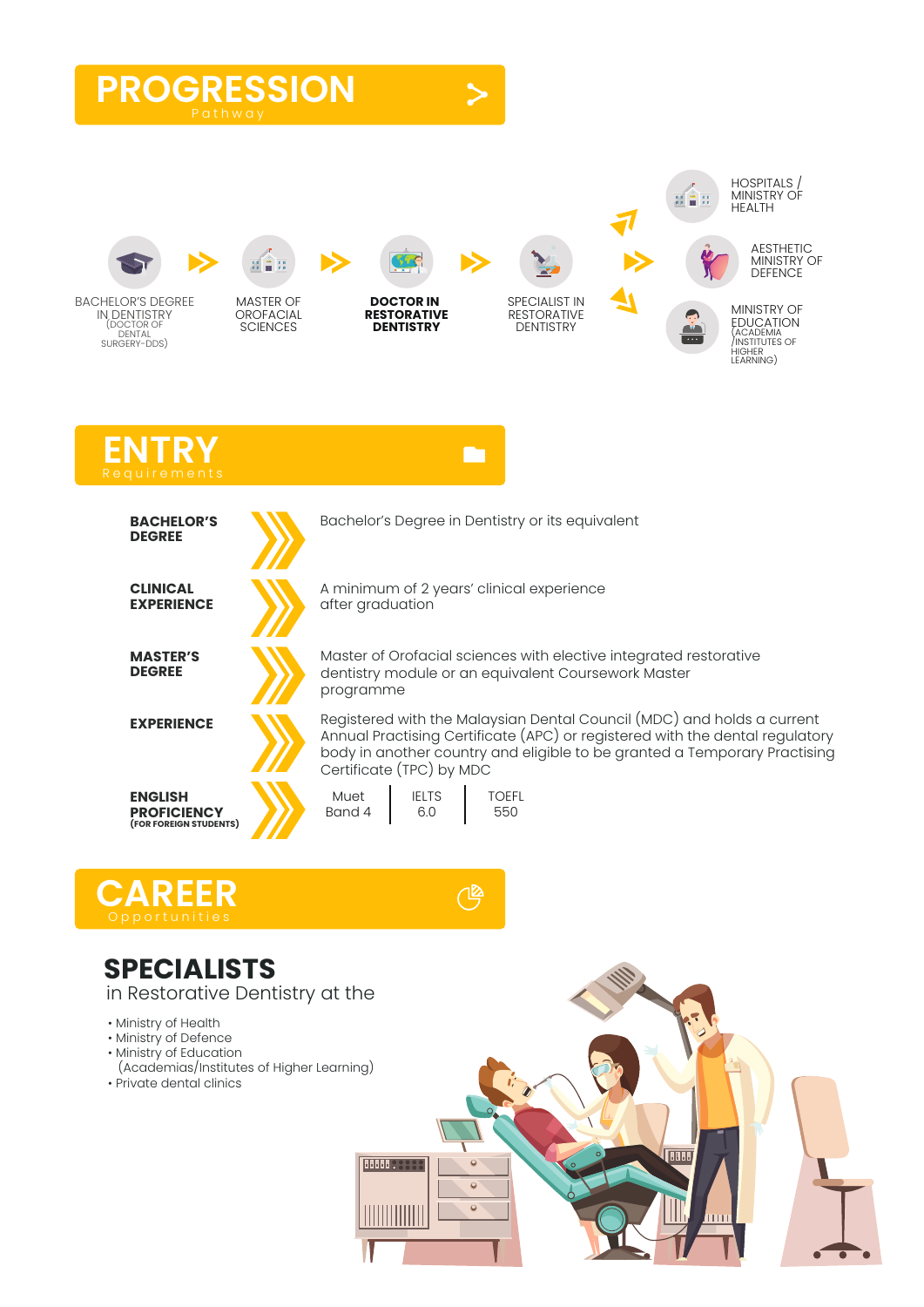# PROGRESSION
Pathway

BACHELOR'S DEGREE IN DENTISTRY (DOCTOR OF DENTAL SURGERY-DDS) → MASTER OF OROFACIAL SCIENCES → **DOCTOR IN RESTORATIVE DENTISTRY** → SPECIALIST IN RESTORATIVE DENTISTRY →

- HOSPITALS / MINISTRY OF HEALTH
- AESTHETIC MINISTRY OF DEFENCE
- MINISTRY OF EDUCATION (ACADEMIA /INSTITUTES OF HIGHER LEARNING)

# ENTRY
Requirements

| | |
|---|---|
| **BACHELOR'S DEGREE** | Bachelor's Degree in Dentistry or its equivalent |
| **CLINICAL EXPERIENCE** | A minimum of 2 years' clinical experience after graduation |
| **MASTER'S DEGREE** | Master of Orofacial sciences with elective integrated restorative dentistry module or an equivalent Coursework Master programme |
| **EXPERIENCE** | Registered with the Malaysian Dental Council (MDC) and holds a current Annual Practising Certificate (APC) or registered with the dental regulatory body in another country and eligible to be granted a Temporary Practising Certificate (TPC) by MDC |
| **ENGLISH PROFICIENCY (FOR FOREIGN STUDENTS)** | Muet Band 4 \| IELTS 6.0 \| TOEFL 550 |

# CAREER
Opportunities

## SPECIALISTS
in Restorative Dentistry at the

- Ministry of Health
- Ministry of Defence
- Ministry of Education (Academias/Institutes of Higher Learning)
- Private dental clinics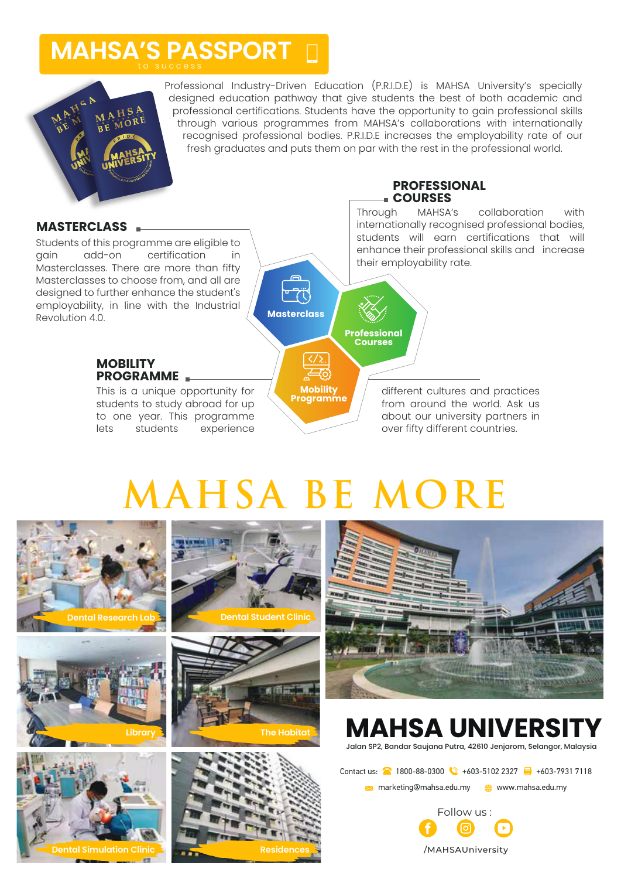# MAHSA'S PASSPORT

to success

Professional Industry-Driven Education (P.R.I.D.E) is MAHSA University's specially designed education pathway that give students the best of both academic and professional certifications. Students have the opportunity to gain professional skills through various programmes from MAHSA's collaborations with internationally recognised professional bodies. P.R.I.D.E increases the employability rate of our fresh graduates and puts them on par with the rest in the professional world.

## MASTERCLASS

Students of this programme are eligible to gain add-on certification in Masterclasses. There are more than fifty Masterclasses to choose from, and all are designed to further enhance the student's employability, in line with the Industrial Revolution 4.0.

## PROFESSIONAL COURSES

Through MAHSA's collaboration with internationally recognised professional bodies, students will earn certifications that will enhance their professional skills and increase their employability rate.

## MOBILITY PROGRAMME

This is a unique opportunity for students to study abroad for up to one year. This programme lets students experience different cultures and practices from around the world. Ask us about our university partners in over fifty different countries.

Masterclass

Professional Courses

Mobility Programme

# MAHSA BE MORE

Dental Research Lab

Dental Student Clinic

Library

The Habitat

Dental Simulation Clinic

Residences

## MAHSA UNIVERSITY

Jalan SP2, Bandar Saujana Putra, 42610 Jenjarom, Selangor, Malaysia

Contact us: 1800-88-0300 +603-5102 2327 +603-7931 7118

marketing@mahsa.edu.my www.mahsa.edu.my

Follow us :

/MAHSAUniversity